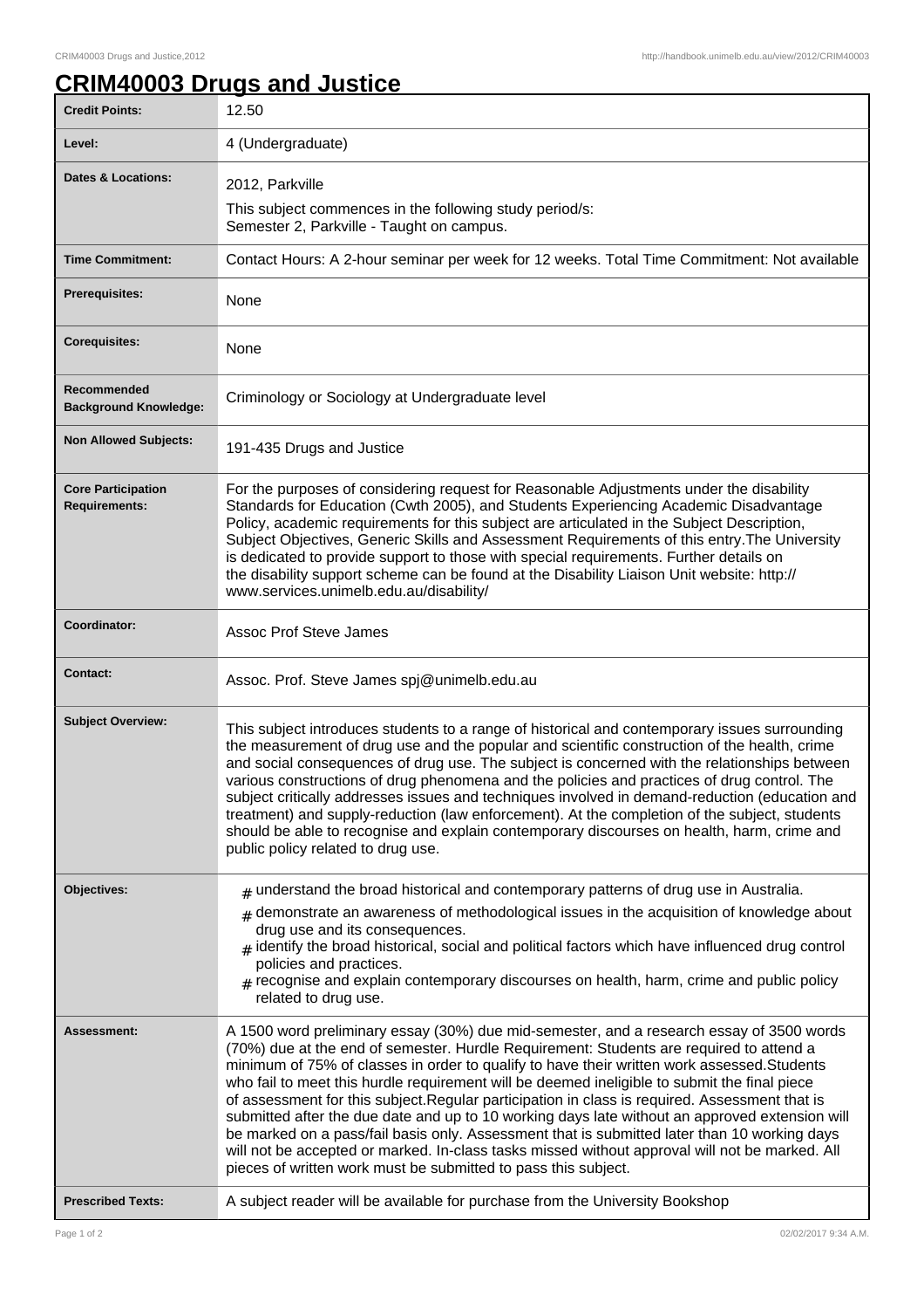# CRIM40003 Drugs and Justice

| | |
|---|---|
| **Credit Points:** | 12.50 |
| **Level:** | 4 (Undergraduate) |
| **Dates & Locations:** | 2012, Parkville<br>This subject commences in the following study period/s:<br>Semester 2, Parkville - Taught on campus. |
| **Time Commitment:** | Contact Hours: A 2-hour seminar per week for 12 weeks. Total Time Commitment: Not available |
| **Prerequisites:** | None |
| **Corequisites:** | None |
| **Recommended Background Knowledge:** | Criminology or Sociology at Undergraduate level |
| **Non Allowed Subjects:** | 191-435 Drugs and Justice |
| **Core Participation Requirements:** | For the purposes of considering request for Reasonable Adjustments under the disability Standards for Education (Cwth 2005), and Students Experiencing Academic Disadvantage Policy, academic requirements for this subject are articulated in the Subject Description, Subject Objectives, Generic Skills and Assessment Requirements of this entry.The University is dedicated to provide support to those with special requirements. Further details on the disability support scheme can be found at the Disability Liaison Unit website: http://www.services.unimelb.edu.au/disability/ |
| **Coordinator:** | Assoc Prof Steve James |
| **Contact:** | Assoc. Prof. Steve James spj@unimelb.edu.au |
| **Subject Overview:** | This subject introduces students to a range of historical and contemporary issues surrounding the measurement of drug use and the popular and scientific construction of the health, crime and social consequences of drug use. The subject is concerned with the relationships between various constructions of drug phenomena and the policies and practices of drug control. The subject critically addresses issues and techniques involved in demand-reduction (education and treatment) and supply-reduction (law enforcement). At the completion of the subject, students should be able to recognise and explain contemporary discourses on health, harm, crime and public policy related to drug use. |
| **Objectives:** | # understand the broad historical and contemporary patterns of drug use in Australia.<br># demonstrate an awareness of methodological issues in the acquisition of knowledge about drug use and its consequences.<br># identify the broad historical, social and political factors which have influenced drug control policies and practices.<br># recognise and explain contemporary discourses on health, harm, crime and public policy related to drug use. |
| **Assessment:** | A 1500 word preliminary essay (30%) due mid-semester, and a research essay of 3500 words (70%) due at the end of semester. Hurdle Requirement: Students are required to attend a minimum of 75% of classes in order to qualify to have their written work assessed.Students who fail to meet this hurdle requirement will be deemed ineligible to submit the final piece of assessment for this subject.Regular participation in class is required. Assessment that is submitted after the due date and up to 10 working days late without an approved extension will be marked on a pass/fail basis only. Assessment that is submitted later than 10 working days will not be accepted or marked. In-class tasks missed without approval will not be marked. All pieces of written work must be submitted to pass this subject. |
| **Prescribed Texts:** | A subject reader will be available for purchase from the University Bookshop |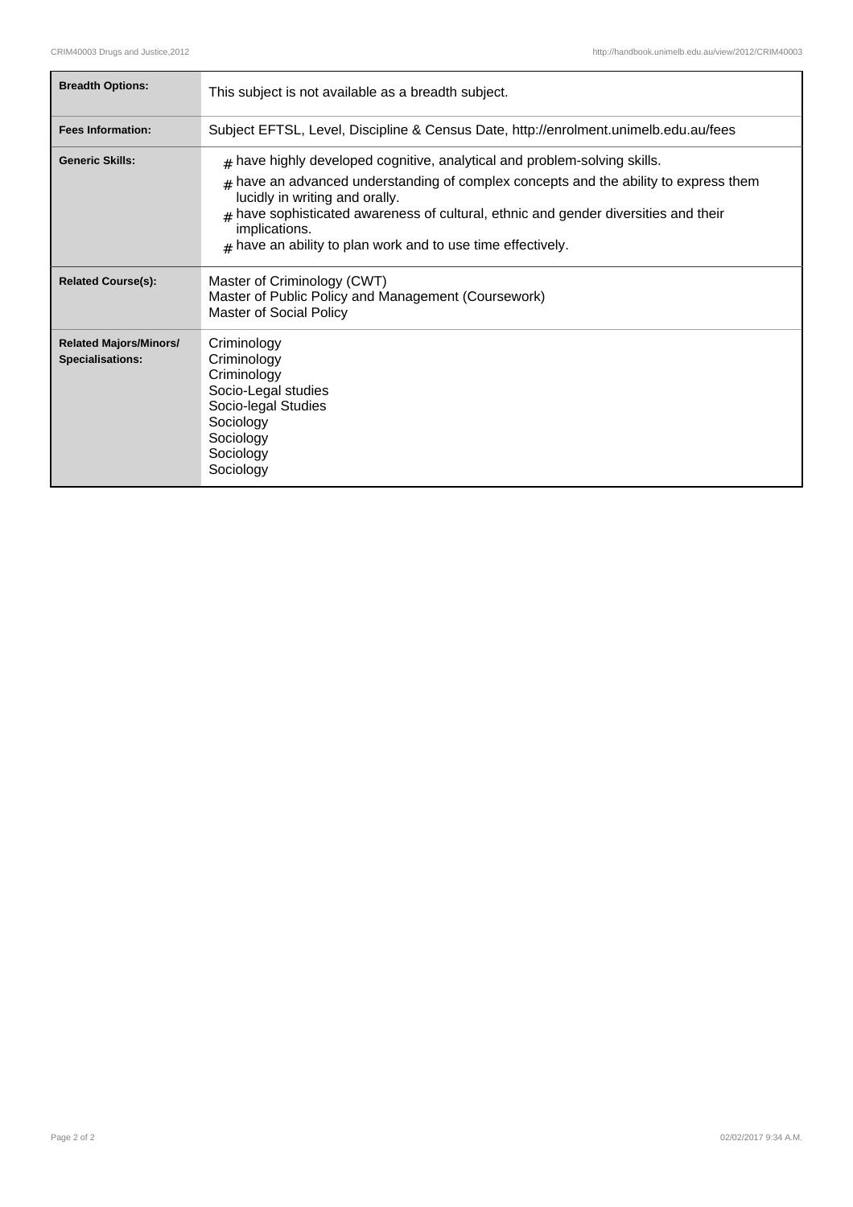| | |
|---|---|
| **Breadth Options:** | This subject is not available as a breadth subject. |
| **Fees Information:** | Subject EFTSL, Level, Discipline & Census Date, http://enrolment.unimelb.edu.au/fees |
| **Generic Skills:** | # have highly developed cognitive, analytical and problem-solving skills.<br># have an advanced understanding of complex concepts and the ability to express them lucidly in writing and orally.<br># have sophisticated awareness of cultural, ethnic and gender diversities and their implications.<br># have an ability to plan work and to use time effectively. |
| **Related Course(s):** | Master of Criminology (CWT)<br>Master of Public Policy and Management (Coursework)<br>Master of Social Policy |
| **Related Majors/Minors/ Specialisations:** | Criminology<br>Criminology<br>Criminology<br>Socio-Legal studies<br>Socio-legal Studies<br>Sociology<br>Sociology<br>Sociology<br>Sociology |